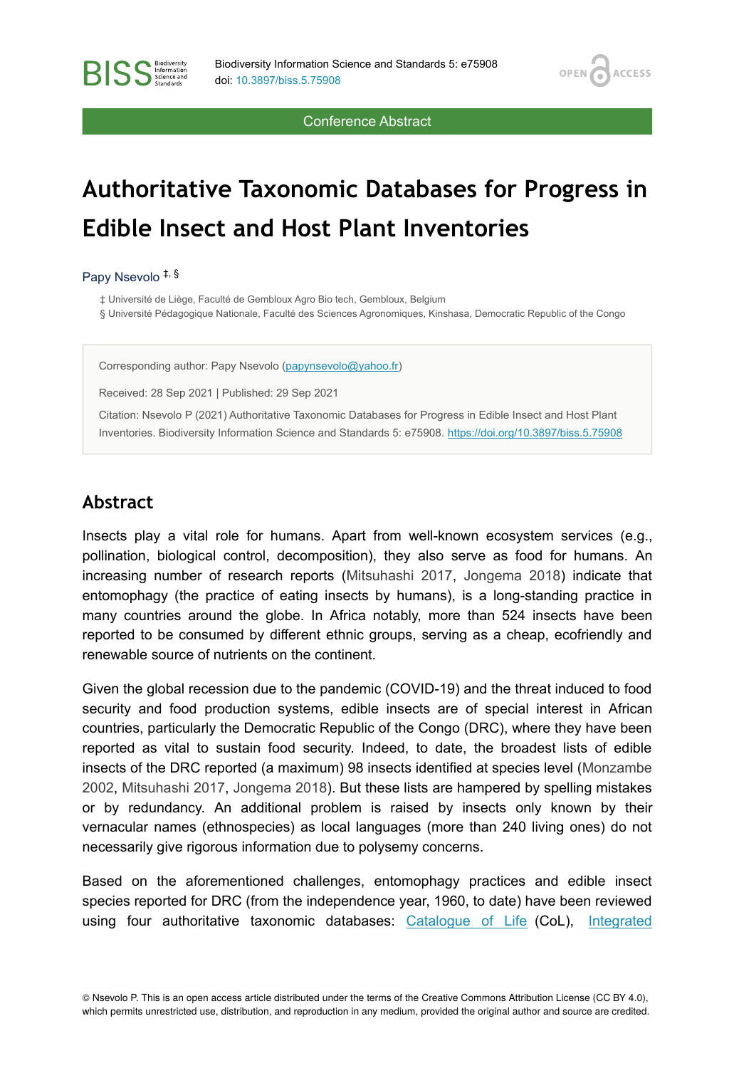Conference Abstract

# Authoritative Taxonomic Databases for Progress in Edible Insect and Host Plant Inventories

Papy Nsevolo [‡, §]

‡ Université de Liège, Faculté de Gembloux Agro Bio tech, Gembloux, Belgium
§ Université Pédagogique Nationale, Faculté des Sciences Agronomiques, Kinshasa, Democratic Republic of the Congo

Corresponding author: Papy Nsevolo (papynsevolo@yahoo.fr)

Received: 28 Sep 2021 | Published: 29 Sep 2021

Citation: Nsevolo P (2021) Authoritative Taxonomic Databases for Progress in Edible Insect and Host Plant Inventories. Biodiversity Information Science and Standards 5: e75908. https://doi.org/10.3897/biss.5.75908

## Abstract

Insects play a vital role for humans. Apart from well-known ecosystem services (e.g., pollination, biological control, decomposition), they also serve as food for humans. An increasing number of research reports (Mitsuhashi 2017, Jongema 2018) indicate that entomophagy (the practice of eating insects by humans), is a long-standing practice in many countries around the globe. In Africa notably, more than 524 insects have been reported to be consumed by different ethnic groups, serving as a cheap, ecofriendly and renewable source of nutrients on the continent.

Given the global recession due to the pandemic (COVID-19) and the threat induced to food security and food production systems, edible insects are of special interest in African countries, particularly the Democratic Republic of the Congo (DRC), where they have been reported as vital to sustain food security. Indeed, to date, the broadest lists of edible insects of the DRC reported (a maximum) 98 insects identified at species level (Monzambe 2002, Mitsuhashi 2017, Jongema 2018). But these lists are hampered by spelling mistakes or by redundancy. An additional problem is raised by insects only known by their vernacular names (ethnospecies) as local languages (more than 240 living ones) do not necessarily give rigorous information due to polysemy concerns.

Based on the aforementioned challenges, entomophagy practices and edible insect species reported for DRC (from the independence year, 1960, to date) have been reviewed using four authoritative taxonomic databases: Catalogue of Life (CoL), Integrated

© Nsevolo P. This is an open access article distributed under the terms of the Creative Commons Attribution License (CC BY 4.0), which permits unrestricted use, distribution, and reproduction in any medium, provided the original author and source are credited.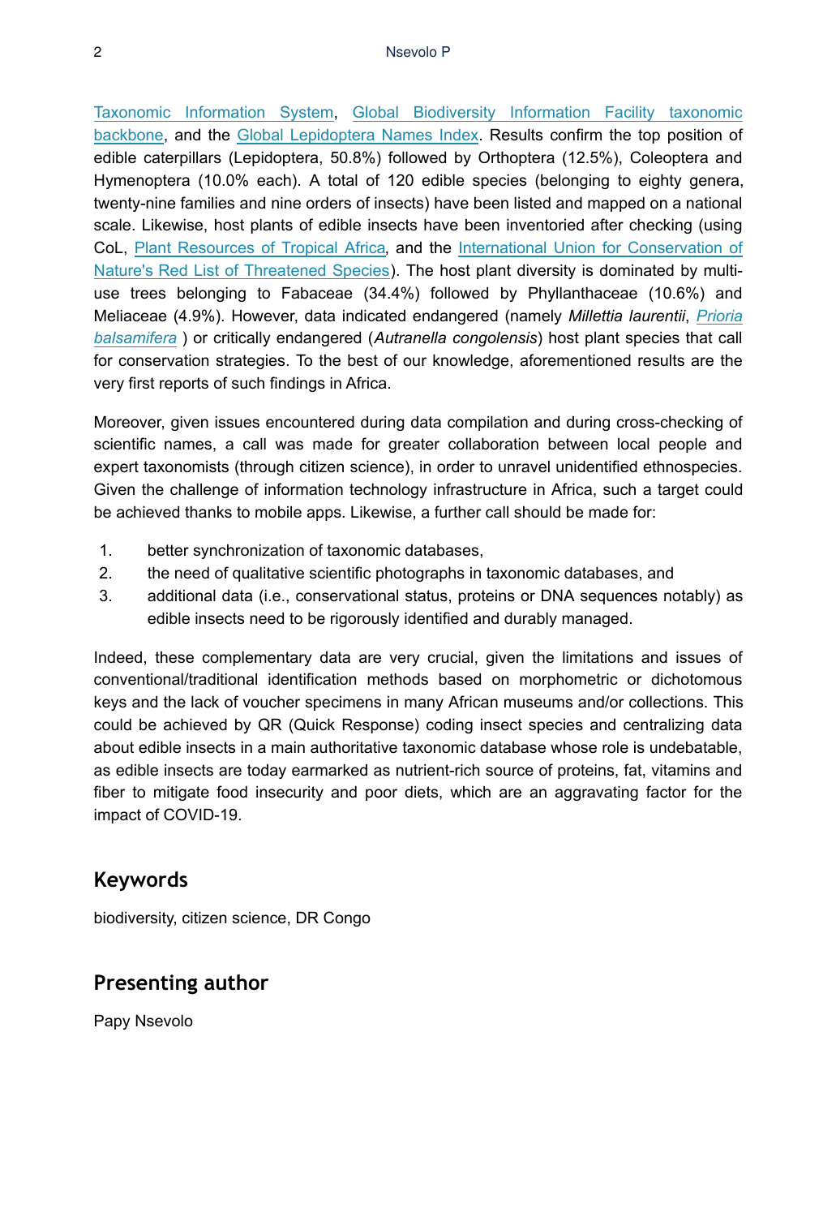Taxonomic Information System, Global Biodiversity Information Facility taxonomic backbone, and the Global Lepidoptera Names Index. Results confirm the top position of edible caterpillars (Lepidoptera, 50.8%) followed by Orthoptera (12.5%), Coleoptera and Hymenoptera (10.0% each). A total of 120 edible species (belonging to eighty genera, twenty-nine families and nine orders of insects) have been listed and mapped on a national scale. Likewise, host plants of edible insects have been inventoried after checking (using CoL, Plant Resources of Tropical Africa, and the International Union for Conservation of Nature's Red List of Threatened Species). The host plant diversity is dominated by multi-use trees belonging to Fabaceae (34.4%) followed by Phyllanthaceae (10.6%) and Meliaceae (4.9%). However, data indicated endangered (namely *Millettia laurentii*, *Prioria balsamifera* ) or critically endangered (*Autranella congolensis*) host plant species that call for conservation strategies. To the best of our knowledge, aforementioned results are the very first reports of such findings in Africa.

Moreover, given issues encountered during data compilation and during cross-checking of scientific names, a call was made for greater collaboration between local people and expert taxonomists (through citizen science), in order to unravel unidentified ethnospecies. Given the challenge of information technology infrastructure in Africa, such a target could be achieved thanks to mobile apps. Likewise, a further call should be made for:

1. better synchronization of taxonomic databases,
2. the need of qualitative scientific photographs in taxonomic databases, and
3. additional data (i.e., conservational status, proteins or DNA sequences notably) as edible insects need to be rigorously identified and durably managed.

Indeed, these complementary data are very crucial, given the limitations and issues of conventional/traditional identification methods based on morphometric or dichotomous keys and the lack of voucher specimens in many African museums and/or collections. This could be achieved by QR (Quick Response) coding insect species and centralizing data about edible insects in a main authoritative taxonomic database whose role is undebatable, as edible insects are today earmarked as nutrient-rich source of proteins, fat, vitamins and fiber to mitigate food insecurity and poor diets, which are an aggravating factor for the impact of COVID-19.

## Keywords

biodiversity, citizen science, DR Congo

## Presenting author

Papy Nsevolo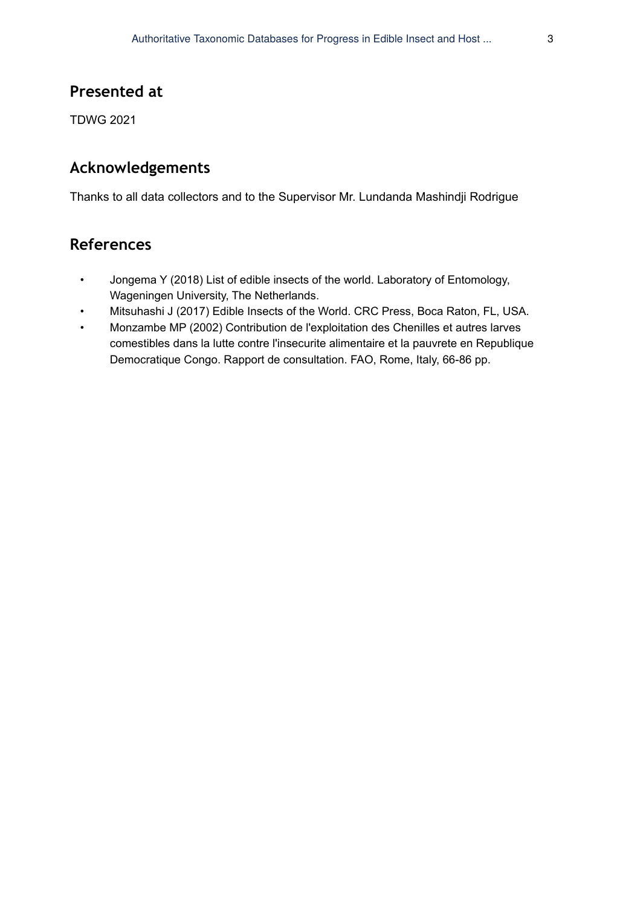## Presented at

TDWG 2021

## Acknowledgements

Thanks to all data collectors and to the Supervisor Mr. Lundanda Mashindji Rodrigue

## References

- Jongema Y (2018) List of edible insects of the world. Laboratory of Entomology, Wageningen University, The Netherlands.
- Mitsuhashi J (2017) Edible Insects of the World. CRC Press, Boca Raton, FL, USA.
- Monzambe MP (2002) Contribution de l'exploitation des Chenilles et autres larves comestibles dans la lutte contre l'insecurite alimentaire et la pauvrete en Republique Democratique Congo. Rapport de consultation. FAO, Rome, Italy, 66-86 pp.